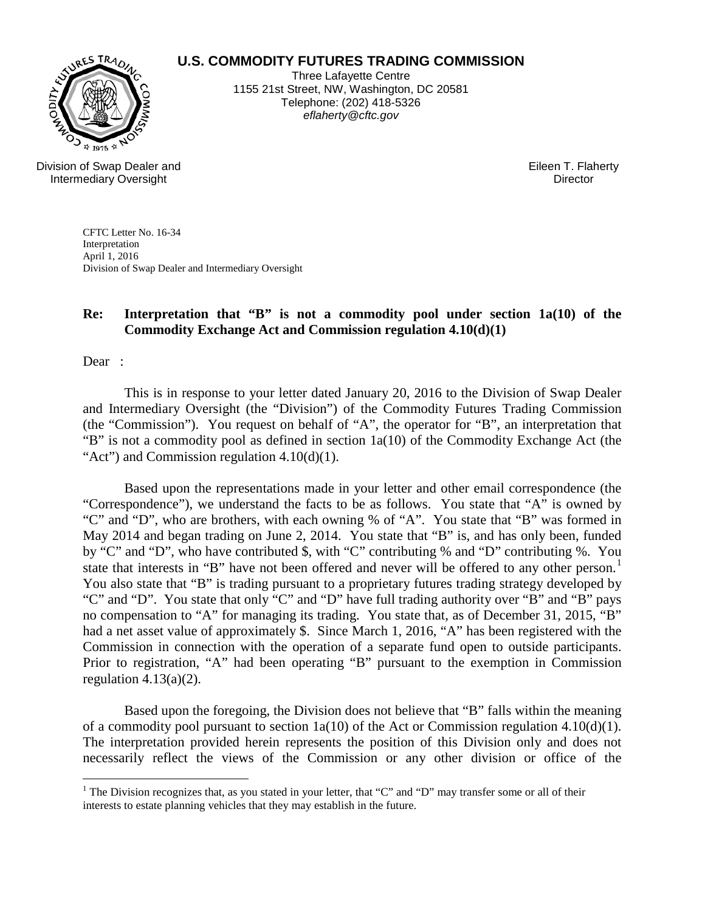**U.S. COMMODITY FUTURES TRADING COMMISSION**

Three Lafayette Centre
1155 21st Street, NW, Washington, DC 20581
Telephone: (202) 418-5326
*eflaherty@cftc.gov*

Division of Swap Dealer and Intermediary Oversight

Eileen T. Flaherty
Director

CFTC Letter No. 16-34
Interpretation
April 1, 2016
Division of Swap Dealer and Intermediary Oversight

**Re: Interpretation that "B" is not a commodity pool under section 1a(10) of the Commodity Exchange Act and Commission regulation 4.10(d)(1)**

Dear :

This is in response to your letter dated January 20, 2016 to the Division of Swap Dealer and Intermediary Oversight (the "Division") of the Commodity Futures Trading Commission (the "Commission"). You request on behalf of "A", the operator for "B", an interpretation that "B" is not a commodity pool as defined in section 1a(10) of the Commodity Exchange Act (the "Act") and Commission regulation 4.10(d)(1).

Based upon the representations made in your letter and other email correspondence (the "Correspondence"), we understand the facts to be as follows. You state that "A" is owned by "C" and "D", who are brothers, with each owning % of "A". You state that "B" was formed in May 2014 and began trading on June 2, 2014. You state that "B" is, and has only been, funded by "C" and "D", who have contributed $, with "C" contributing % and "D" contributing %. You state that interests in "B" have not been offered and never will be offered to any other person.[1] You also state that "B" is trading pursuant to a proprietary futures trading strategy developed by "C" and "D". You state that only "C" and "D" have full trading authority over "B" and "B" pays no compensation to "A" for managing its trading. You state that, as of December 31, 2015, "B" had a net asset value of approximately $. Since March 1, 2016, "A" has been registered with the Commission in connection with the operation of a separate fund open to outside participants. Prior to registration, "A" had been operating "B" pursuant to the exemption in Commission regulation 4.13(a)(2).

Based upon the foregoing, the Division does not believe that "B" falls within the meaning of a commodity pool pursuant to section 1a(10) of the Act or Commission regulation 4.10(d)(1). The interpretation provided herein represents the position of this Division only and does not necessarily reflect the views of the Commission or any other division or office of the

[1] The Division recognizes that, as you stated in your letter, that "C" and "D" may transfer some or all of their interests to estate planning vehicles that they may establish in the future.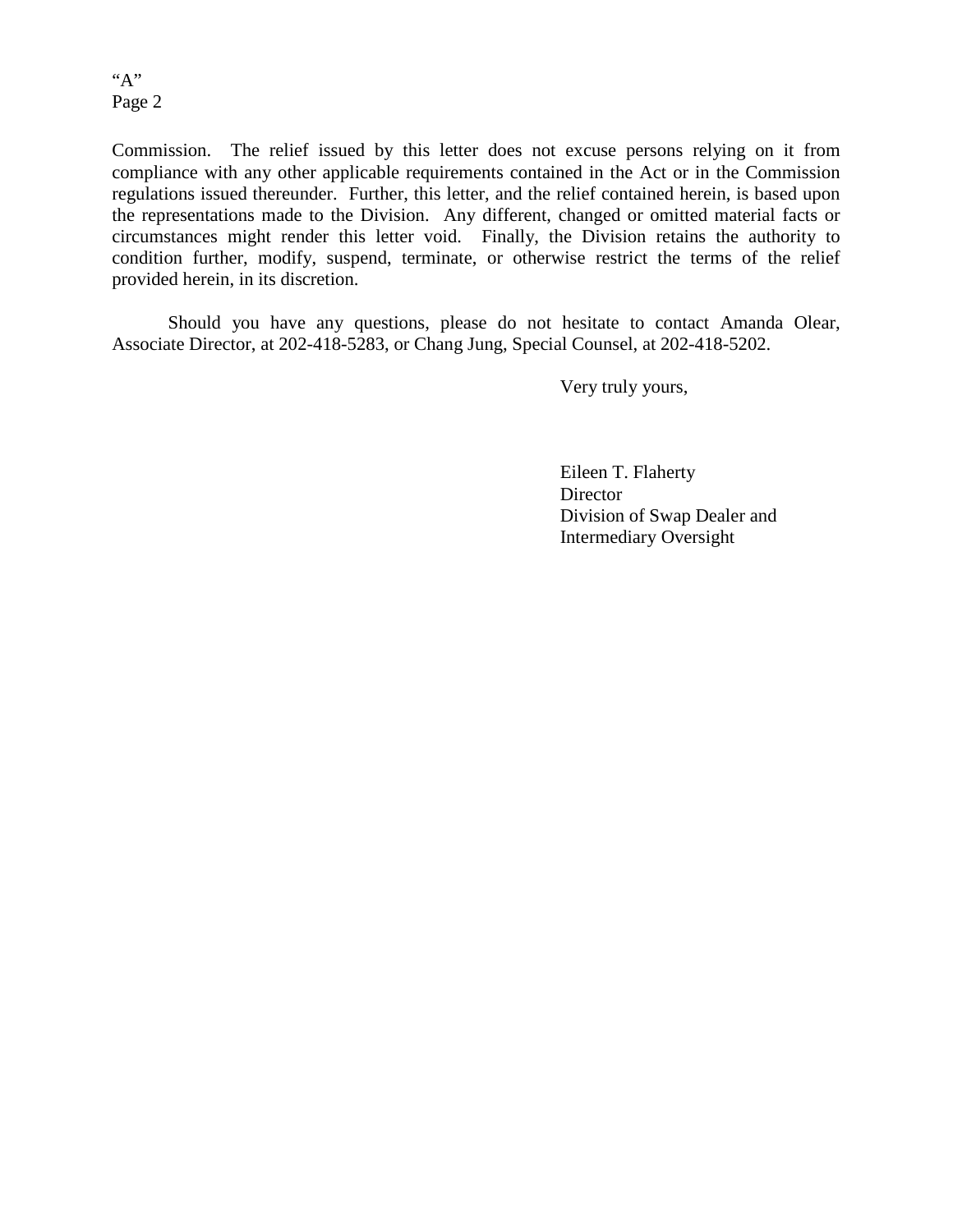Commission. The relief issued by this letter does not excuse persons relying on it from compliance with any other applicable requirements contained in the Act or in the Commission regulations issued thereunder. Further, this letter, and the relief contained herein, is based upon the representations made to the Division. Any different, changed or omitted material facts or circumstances might render this letter void. Finally, the Division retains the authority to condition further, modify, suspend, terminate, or otherwise restrict the terms of the relief provided herein, in its discretion.

Should you have any questions, please do not hesitate to contact Amanda Olear, Associate Director, at 202-418-5283, or Chang Jung, Special Counsel, at 202-418-5202.

Very truly yours,

Eileen T. Flaherty
Director
Division of Swap Dealer and
Intermediary Oversight